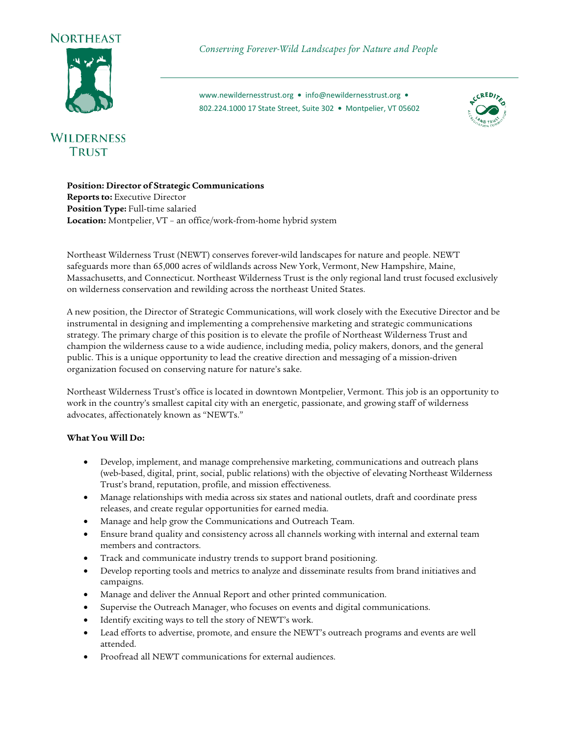NORTHEAST WILDERNESS TRUST

*Conserving Forever-Wild Landscapes for Nature and People*

www.newildernesstrust.org • info@newildernesstrust.org • 802.224.1000 17 State Street, Suite 302 • Montpelier, VT 05602

**Position: Director of Strategic Communications**
**Reports to:** Executive Director
**Position Type:** Full-time salaried
**Location:** Montpelier, VT – an office/work-from-home hybrid system

Northeast Wilderness Trust (NEWT) conserves forever-wild landscapes for nature and people. NEWT safeguards more than 65,000 acres of wildlands across New York, Vermont, New Hampshire, Maine, Massachusetts, and Connecticut. Northeast Wilderness Trust is the only regional land trust focused exclusively on wilderness conservation and rewilding across the northeast United States.

A new position, the Director of Strategic Communications, will work closely with the Executive Director and be instrumental in designing and implementing a comprehensive marketing and strategic communications strategy. The primary charge of this position is to elevate the profile of Northeast Wilderness Trust and champion the wilderness cause to a wide audience, including media, policy makers, donors, and the general public. This is a unique opportunity to lead the creative direction and messaging of a mission-driven organization focused on conserving nature for nature's sake.

Northeast Wilderness Trust's office is located in downtown Montpelier, Vermont. This job is an opportunity to work in the country's smallest capital city with an energetic, passionate, and growing staff of wilderness advocates, affectionately known as "NEWTs."

**What You Will Do:**

- Develop, implement, and manage comprehensive marketing, communications and outreach plans (web-based, digital, print, social, public relations) with the objective of elevating Northeast Wilderness Trust's brand, reputation, profile, and mission effectiveness.
- Manage relationships with media across six states and national outlets, draft and coordinate press releases, and create regular opportunities for earned media.
- Manage and help grow the Communications and Outreach Team.
- Ensure brand quality and consistency across all channels working with internal and external team members and contractors.
- Track and communicate industry trends to support brand positioning.
- Develop reporting tools and metrics to analyze and disseminate results from brand initiatives and campaigns.
- Manage and deliver the Annual Report and other printed communication.
- Supervise the Outreach Manager, who focuses on events and digital communications.
- Identify exciting ways to tell the story of NEWT's work.
- Lead efforts to advertise, promote, and ensure the NEWT's outreach programs and events are well attended.
- Proofread all NEWT communications for external audiences.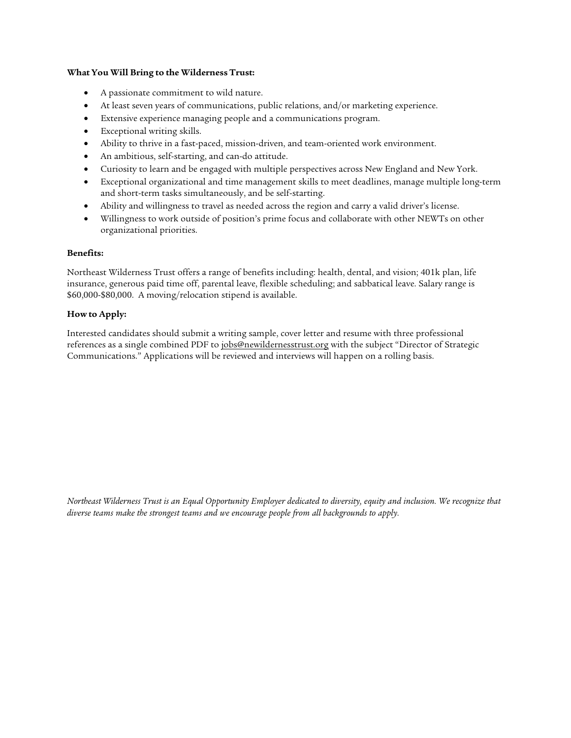**What You Will Bring to the Wilderness Trust:**

- A passionate commitment to wild nature.
- At least seven years of communications, public relations, and/or marketing experience.
- Extensive experience managing people and a communications program.
- Exceptional writing skills.
- Ability to thrive in a fast-paced, mission-driven, and team-oriented work environment.
- An ambitious, self-starting, and can-do attitude.
- Curiosity to learn and be engaged with multiple perspectives across New England and New York.
- Exceptional organizational and time management skills to meet deadlines, manage multiple long-term and short-term tasks simultaneously, and be self-starting.
- Ability and willingness to travel as needed across the region and carry a valid driver's license.
- Willingness to work outside of position's prime focus and collaborate with other NEWTs on other organizational priorities.

**Benefits:**

Northeast Wilderness Trust offers a range of benefits including: health, dental, and vision; 401k plan, life insurance, generous paid time off, parental leave, flexible scheduling; and sabbatical leave. Salary range is $60,000-$80,000. A moving/relocation stipend is available.

**How to Apply:**

Interested candidates should submit a writing sample, cover letter and resume with three professional references as a single combined PDF to jobs@newildernesstrust.org with the subject "Director of Strategic Communications." Applications will be reviewed and interviews will happen on a rolling basis.

*Northeast Wilderness Trust is an Equal Opportunity Employer dedicated to diversity, equity and inclusion. We recognize that diverse teams make the strongest teams and we encourage people from all backgrounds to apply.*